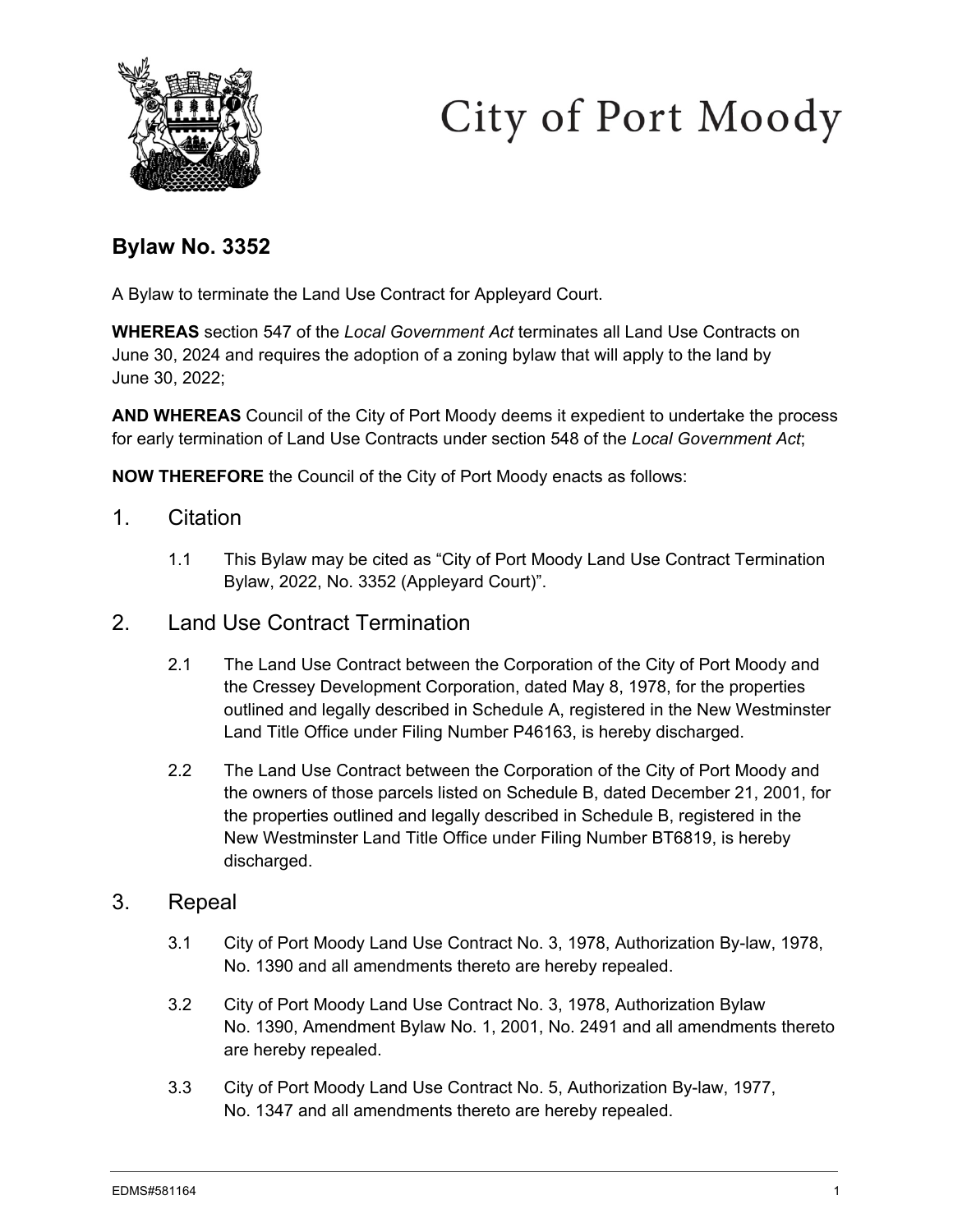City of Port Moody

## Bylaw No. 3352

A Bylaw to terminate the Land Use Contract for Appleyard Court.

**WHEREAS** section 547 of the *Local Government Act* terminates all Land Use Contracts on June 30, 2024 and requires the adoption of a zoning bylaw that will apply to the land by June 30, 2022;

**AND WHEREAS** Council of the City of Port Moody deems it expedient to undertake the process for early termination of Land Use Contracts under section 548 of the *Local Government Act*;

**NOW THEREFORE** the Council of the City of Port Moody enacts as follows:

## 1. Citation

1.1 This Bylaw may be cited as "City of Port Moody Land Use Contract Termination Bylaw, 2022, No. 3352 (Appleyard Court)".

## 2. Land Use Contract Termination

2.1 The Land Use Contract between the Corporation of the City of Port Moody and the Cressey Development Corporation, dated May 8, 1978, for the properties outlined and legally described in Schedule A, registered in the New Westminster Land Title Office under Filing Number P46163, is hereby discharged.

2.2 The Land Use Contract between the Corporation of the City of Port Moody and the owners of those parcels listed on Schedule B, dated December 21, 2001, for the properties outlined and legally described in Schedule B, registered in the New Westminster Land Title Office under Filing Number BT6819, is hereby discharged.

## 3. Repeal

3.1 City of Port Moody Land Use Contract No. 3, 1978, Authorization By-law, 1978, No. 1390 and all amendments thereto are hereby repealed.

3.2 City of Port Moody Land Use Contract No. 3, 1978, Authorization Bylaw No. 1390, Amendment Bylaw No. 1, 2001, No. 2491 and all amendments thereto are hereby repealed.

3.3 City of Port Moody Land Use Contract No. 5, Authorization By-law, 1977, No. 1347 and all amendments thereto are hereby repealed.

EDMS#581164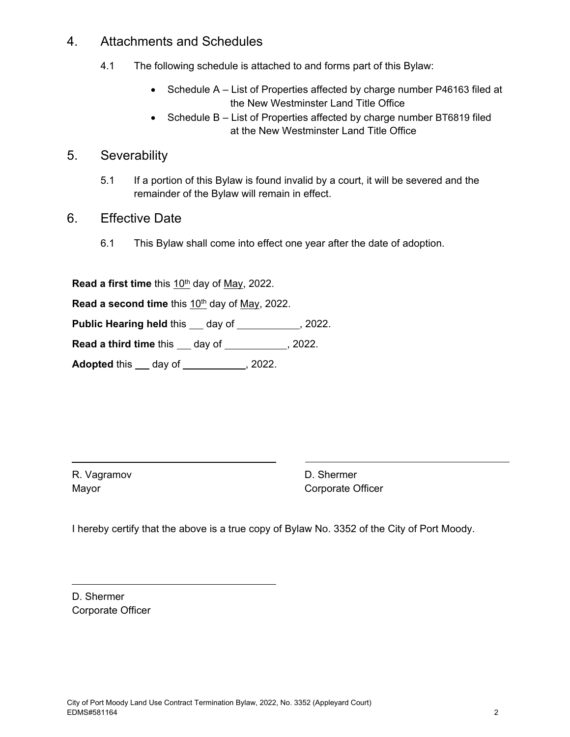## 4. Attachments and Schedules

4.1 The following schedule is attached to and forms part of this Bylaw:

- Schedule A – List of Properties affected by charge number P46163 filed at the New Westminster Land Title Office
- Schedule B – List of Properties affected by charge number BT6819 filed at the New Westminster Land Title Office

## 5. Severability

5.1 If a portion of this Bylaw is found invalid by a court, it will be severed and the remainder of the Bylaw will remain in effect.

## 6. Effective Date

6.1 This Bylaw shall come into effect one year after the date of adoption.

**Read a first time** this 10th day of May, 2022.

**Read a second time** this 10th day of May, 2022.

**Public Hearing held** this ___ day of ___________, 2022.

**Read a third time** this ___ day of ___________, 2022.

**Adopted** this ___ day of ___________, 2022.

R. Vagramov
Mayor

D. Shermer
Corporate Officer

I hereby certify that the above is a true copy of Bylaw No. 3352 of the City of Port Moody.

D. Shermer
Corporate Officer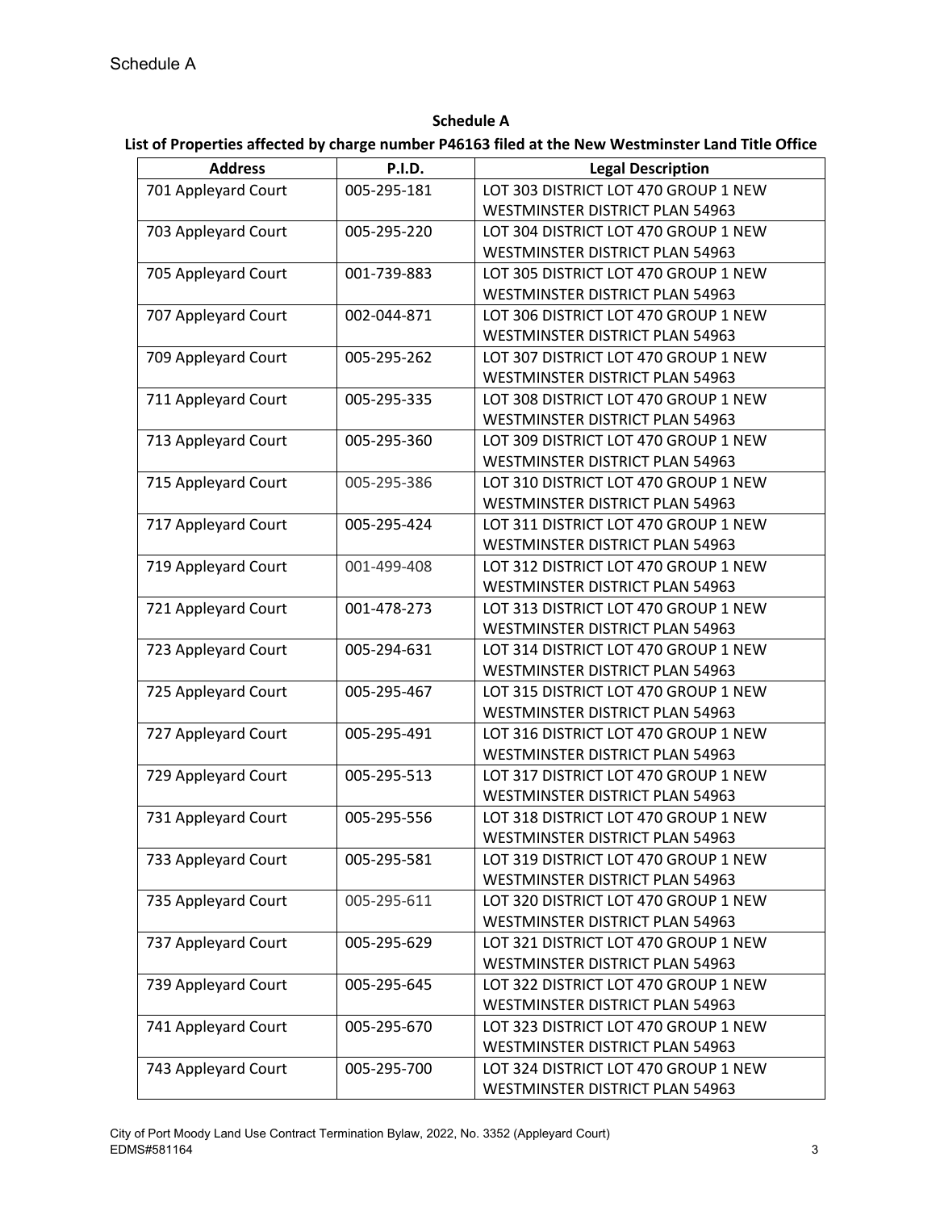Schedule A

**Schedule A**

**List of Properties affected by charge number P46163 filed at the New Westminster Land Title Office**

| Address | P.I.D. | Legal Description |
|---|---|---|
| 701 Appleyard Court | 005-295-181 | LOT 303 DISTRICT LOT 470 GROUP 1 NEW WESTMINSTER DISTRICT PLAN 54963 |
| 703 Appleyard Court | 005-295-220 | LOT 304 DISTRICT LOT 470 GROUP 1 NEW WESTMINSTER DISTRICT PLAN 54963 |
| 705 Appleyard Court | 001-739-883 | LOT 305 DISTRICT LOT 470 GROUP 1 NEW WESTMINSTER DISTRICT PLAN 54963 |
| 707 Appleyard Court | 002-044-871 | LOT 306 DISTRICT LOT 470 GROUP 1 NEW WESTMINSTER DISTRICT PLAN 54963 |
| 709 Appleyard Court | 005-295-262 | LOT 307 DISTRICT LOT 470 GROUP 1 NEW WESTMINSTER DISTRICT PLAN 54963 |
| 711 Appleyard Court | 005-295-335 | LOT 308 DISTRICT LOT 470 GROUP 1 NEW WESTMINSTER DISTRICT PLAN 54963 |
| 713 Appleyard Court | 005-295-360 | LOT 309 DISTRICT LOT 470 GROUP 1 NEW WESTMINSTER DISTRICT PLAN 54963 |
| 715 Appleyard Court | 005-295-386 | LOT 310 DISTRICT LOT 470 GROUP 1 NEW WESTMINSTER DISTRICT PLAN 54963 |
| 717 Appleyard Court | 005-295-424 | LOT 311 DISTRICT LOT 470 GROUP 1 NEW WESTMINSTER DISTRICT PLAN 54963 |
| 719 Appleyard Court | 001-499-408 | LOT 312 DISTRICT LOT 470 GROUP 1 NEW WESTMINSTER DISTRICT PLAN 54963 |
| 721 Appleyard Court | 001-478-273 | LOT 313 DISTRICT LOT 470 GROUP 1 NEW WESTMINSTER DISTRICT PLAN 54963 |
| 723 Appleyard Court | 005-294-631 | LOT 314 DISTRICT LOT 470 GROUP 1 NEW WESTMINSTER DISTRICT PLAN 54963 |
| 725 Appleyard Court | 005-295-467 | LOT 315 DISTRICT LOT 470 GROUP 1 NEW WESTMINSTER DISTRICT PLAN 54963 |
| 727 Appleyard Court | 005-295-491 | LOT 316 DISTRICT LOT 470 GROUP 1 NEW WESTMINSTER DISTRICT PLAN 54963 |
| 729 Appleyard Court | 005-295-513 | LOT 317 DISTRICT LOT 470 GROUP 1 NEW WESTMINSTER DISTRICT PLAN 54963 |
| 731 Appleyard Court | 005-295-556 | LOT 318 DISTRICT LOT 470 GROUP 1 NEW WESTMINSTER DISTRICT PLAN 54963 |
| 733 Appleyard Court | 005-295-581 | LOT 319 DISTRICT LOT 470 GROUP 1 NEW WESTMINSTER DISTRICT PLAN 54963 |
| 735 Appleyard Court | 005-295-611 | LOT 320 DISTRICT LOT 470 GROUP 1 NEW WESTMINSTER DISTRICT PLAN 54963 |
| 737 Appleyard Court | 005-295-629 | LOT 321 DISTRICT LOT 470 GROUP 1 NEW WESTMINSTER DISTRICT PLAN 54963 |
| 739 Appleyard Court | 005-295-645 | LOT 322 DISTRICT LOT 470 GROUP 1 NEW WESTMINSTER DISTRICT PLAN 54963 |
| 741 Appleyard Court | 005-295-670 | LOT 323 DISTRICT LOT 470 GROUP 1 NEW WESTMINSTER DISTRICT PLAN 54963 |
| 743 Appleyard Court | 005-295-700 | LOT 324 DISTRICT LOT 470 GROUP 1 NEW WESTMINSTER DISTRICT PLAN 54963 |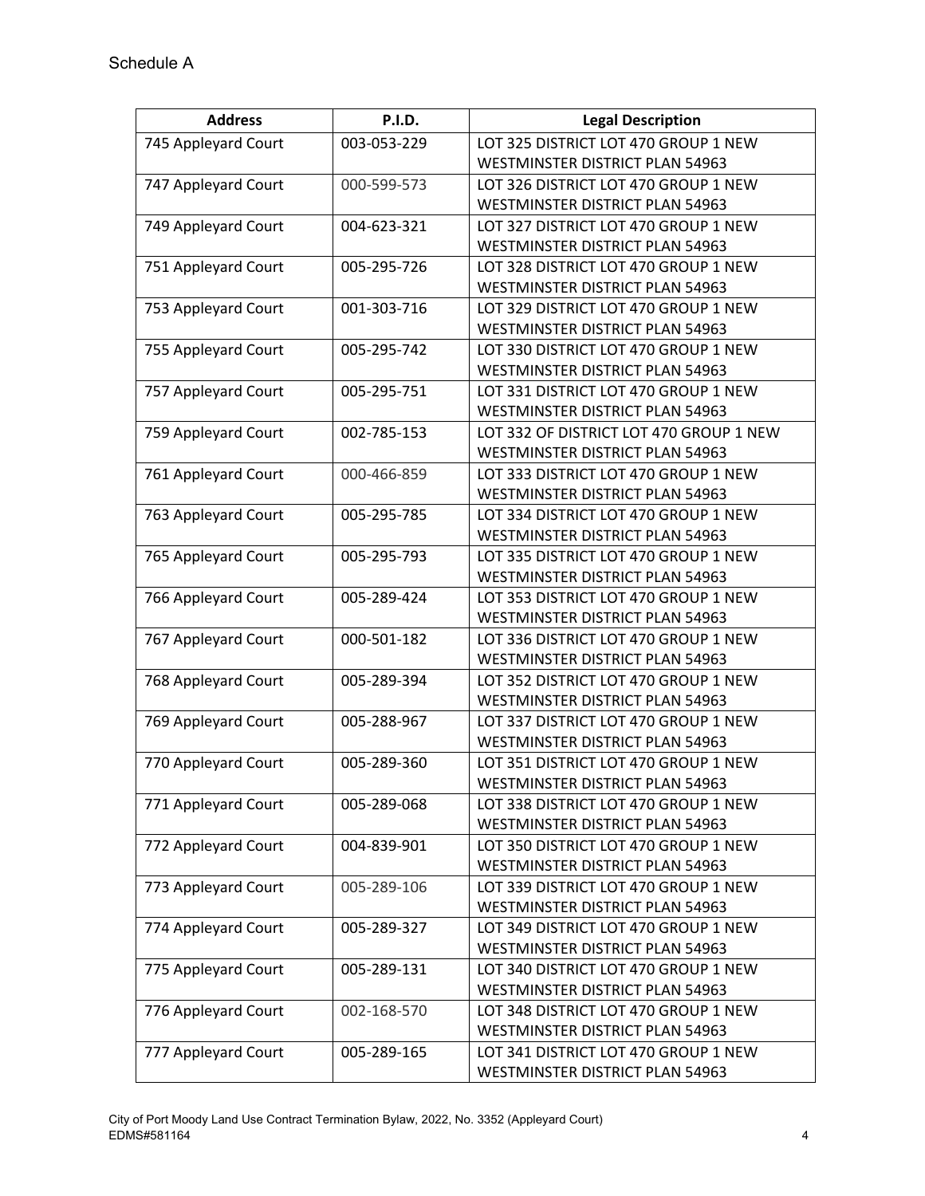Schedule A

| Address | P.I.D. | Legal Description |
|---|---|---|
| 745 Appleyard Court | 003-053-229 | LOT 325 DISTRICT LOT 470 GROUP 1 NEW WESTMINSTER DISTRICT PLAN 54963 |
| 747 Appleyard Court | 000-599-573 | LOT 326 DISTRICT LOT 470 GROUP 1 NEW WESTMINSTER DISTRICT PLAN 54963 |
| 749 Appleyard Court | 004-623-321 | LOT 327 DISTRICT LOT 470 GROUP 1 NEW WESTMINSTER DISTRICT PLAN 54963 |
| 751 Appleyard Court | 005-295-726 | LOT 328 DISTRICT LOT 470 GROUP 1 NEW WESTMINSTER DISTRICT PLAN 54963 |
| 753 Appleyard Court | 001-303-716 | LOT 329 DISTRICT LOT 470 GROUP 1 NEW WESTMINSTER DISTRICT PLAN 54963 |
| 755 Appleyard Court | 005-295-742 | LOT 330 DISTRICT LOT 470 GROUP 1 NEW WESTMINSTER DISTRICT PLAN 54963 |
| 757 Appleyard Court | 005-295-751 | LOT 331 DISTRICT LOT 470 GROUP 1 NEW WESTMINSTER DISTRICT PLAN 54963 |
| 759 Appleyard Court | 002-785-153 | LOT 332 OF DISTRICT LOT 470 GROUP 1 NEW WESTMINSTER DISTRICT PLAN 54963 |
| 761 Appleyard Court | 000-466-859 | LOT 333 DISTRICT LOT 470 GROUP 1 NEW WESTMINSTER DISTRICT PLAN 54963 |
| 763 Appleyard Court | 005-295-785 | LOT 334 DISTRICT LOT 470 GROUP 1 NEW WESTMINSTER DISTRICT PLAN 54963 |
| 765 Appleyard Court | 005-295-793 | LOT 335 DISTRICT LOT 470 GROUP 1 NEW WESTMINSTER DISTRICT PLAN 54963 |
| 766 Appleyard Court | 005-289-424 | LOT 353 DISTRICT LOT 470 GROUP 1 NEW WESTMINSTER DISTRICT PLAN 54963 |
| 767 Appleyard Court | 000-501-182 | LOT 336 DISTRICT LOT 470 GROUP 1 NEW WESTMINSTER DISTRICT PLAN 54963 |
| 768 Appleyard Court | 005-289-394 | LOT 352 DISTRICT LOT 470 GROUP 1 NEW WESTMINSTER DISTRICT PLAN 54963 |
| 769 Appleyard Court | 005-288-967 | LOT 337 DISTRICT LOT 470 GROUP 1 NEW WESTMINSTER DISTRICT PLAN 54963 |
| 770 Appleyard Court | 005-289-360 | LOT 351 DISTRICT LOT 470 GROUP 1 NEW WESTMINSTER DISTRICT PLAN 54963 |
| 771 Appleyard Court | 005-289-068 | LOT 338 DISTRICT LOT 470 GROUP 1 NEW WESTMINSTER DISTRICT PLAN 54963 |
| 772 Appleyard Court | 004-839-901 | LOT 350 DISTRICT LOT 470 GROUP 1 NEW WESTMINSTER DISTRICT PLAN 54963 |
| 773 Appleyard Court | 005-289-106 | LOT 339 DISTRICT LOT 470 GROUP 1 NEW WESTMINSTER DISTRICT PLAN 54963 |
| 774 Appleyard Court | 005-289-327 | LOT 349 DISTRICT LOT 470 GROUP 1 NEW WESTMINSTER DISTRICT PLAN 54963 |
| 775 Appleyard Court | 005-289-131 | LOT 340 DISTRICT LOT 470 GROUP 1 NEW WESTMINSTER DISTRICT PLAN 54963 |
| 776 Appleyard Court | 002-168-570 | LOT 348 DISTRICT LOT 470 GROUP 1 NEW WESTMINSTER DISTRICT PLAN 54963 |
| 777 Appleyard Court | 005-289-165 | LOT 341 DISTRICT LOT 470 GROUP 1 NEW WESTMINSTER DISTRICT PLAN 54963 |

City of Port Moody Land Use Contract Termination Bylaw, 2022, No. 3352 (Appleyard Court)
EDMS#581164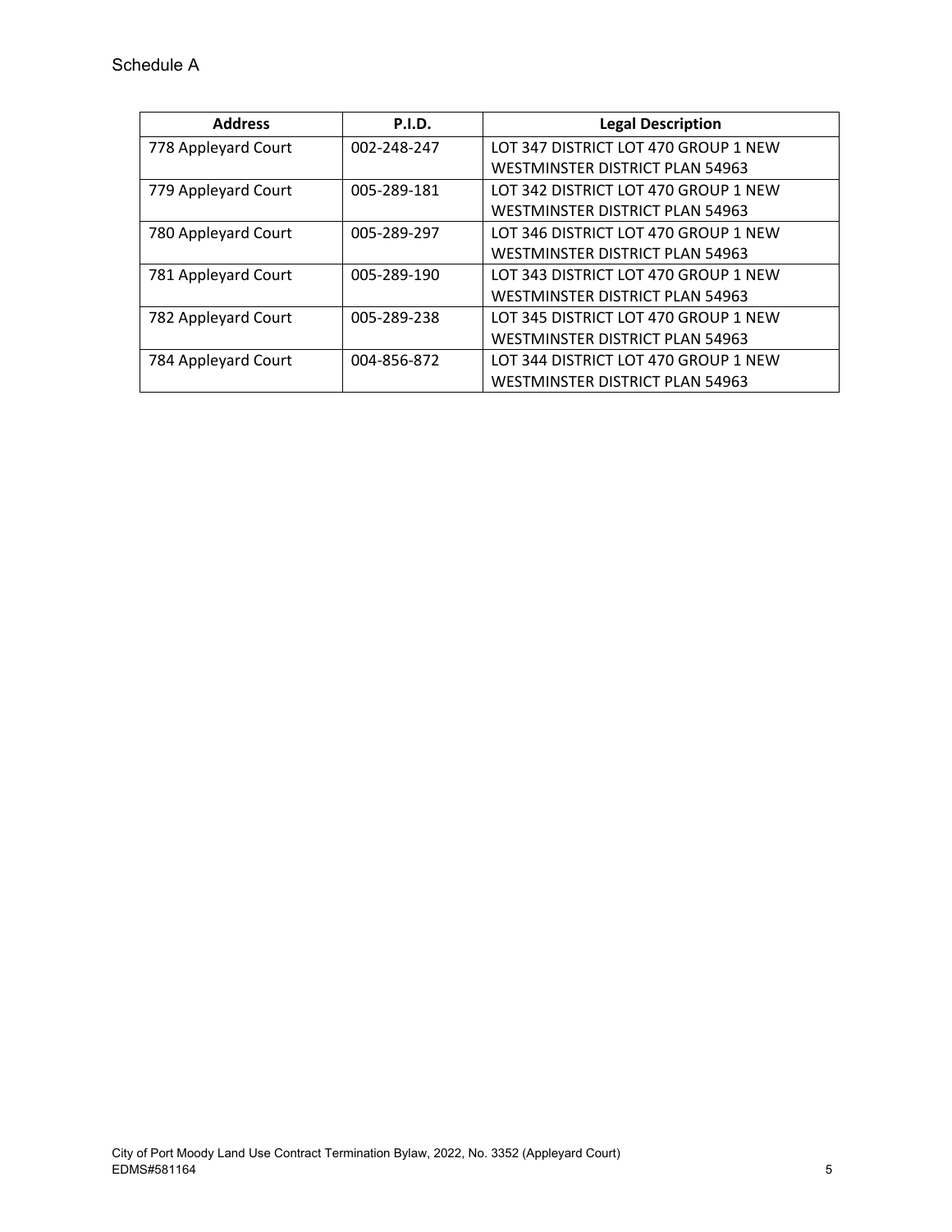Schedule A

| Address | P.I.D. | Legal Description |
|---|---|---|
| 778 Appleyard Court | 002-248-247 | LOT 347 DISTRICT LOT 470 GROUP 1 NEW WESTMINSTER DISTRICT PLAN 54963 |
| 779 Appleyard Court | 005-289-181 | LOT 342 DISTRICT LOT 470 GROUP 1 NEW WESTMINSTER DISTRICT PLAN 54963 |
| 780 Appleyard Court | 005-289-297 | LOT 346 DISTRICT LOT 470 GROUP 1 NEW WESTMINSTER DISTRICT PLAN 54963 |
| 781 Appleyard Court | 005-289-190 | LOT 343 DISTRICT LOT 470 GROUP 1 NEW WESTMINSTER DISTRICT PLAN 54963 |
| 782 Appleyard Court | 005-289-238 | LOT 345 DISTRICT LOT 470 GROUP 1 NEW WESTMINSTER DISTRICT PLAN 54963 |
| 784 Appleyard Court | 004-856-872 | LOT 344 DISTRICT LOT 470 GROUP 1 NEW WESTMINSTER DISTRICT PLAN 54963 |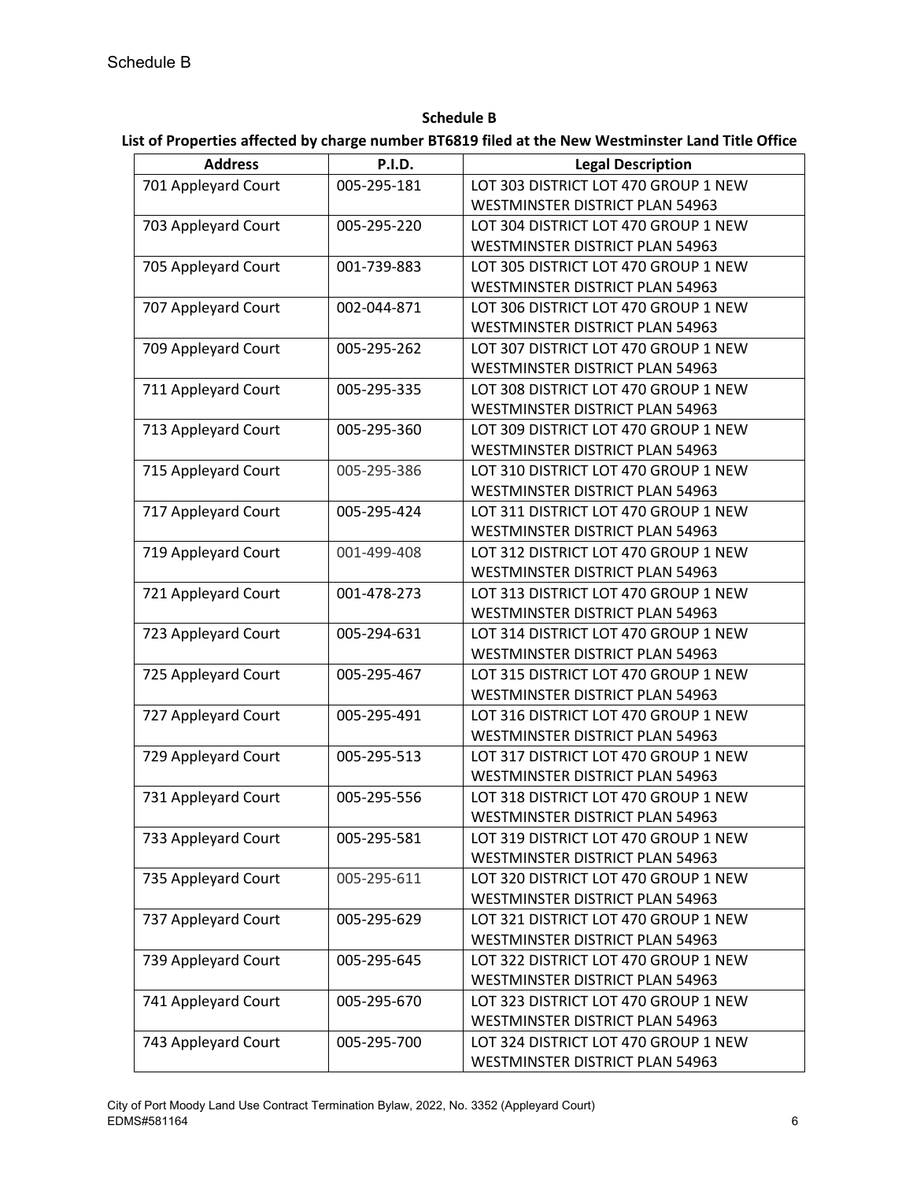# Schedule B

## Schedule B

**List of Properties affected by charge number BT6819 filed at the New Westminster Land Title Office**

| Address | P.I.D. | Legal Description |
|---|---|---|
| 701 Appleyard Court | 005-295-181 | LOT 303 DISTRICT LOT 470 GROUP 1 NEW WESTMINSTER DISTRICT PLAN 54963 |
| 703 Appleyard Court | 005-295-220 | LOT 304 DISTRICT LOT 470 GROUP 1 NEW WESTMINSTER DISTRICT PLAN 54963 |
| 705 Appleyard Court | 001-739-883 | LOT 305 DISTRICT LOT 470 GROUP 1 NEW WESTMINSTER DISTRICT PLAN 54963 |
| 707 Appleyard Court | 002-044-871 | LOT 306 DISTRICT LOT 470 GROUP 1 NEW WESTMINSTER DISTRICT PLAN 54963 |
| 709 Appleyard Court | 005-295-262 | LOT 307 DISTRICT LOT 470 GROUP 1 NEW WESTMINSTER DISTRICT PLAN 54963 |
| 711 Appleyard Court | 005-295-335 | LOT 308 DISTRICT LOT 470 GROUP 1 NEW WESTMINSTER DISTRICT PLAN 54963 |
| 713 Appleyard Court | 005-295-360 | LOT 309 DISTRICT LOT 470 GROUP 1 NEW WESTMINSTER DISTRICT PLAN 54963 |
| 715 Appleyard Court | 005-295-386 | LOT 310 DISTRICT LOT 470 GROUP 1 NEW WESTMINSTER DISTRICT PLAN 54963 |
| 717 Appleyard Court | 005-295-424 | LOT 311 DISTRICT LOT 470 GROUP 1 NEW WESTMINSTER DISTRICT PLAN 54963 |
| 719 Appleyard Court | 001-499-408 | LOT 312 DISTRICT LOT 470 GROUP 1 NEW WESTMINSTER DISTRICT PLAN 54963 |
| 721 Appleyard Court | 001-478-273 | LOT 313 DISTRICT LOT 470 GROUP 1 NEW WESTMINSTER DISTRICT PLAN 54963 |
| 723 Appleyard Court | 005-294-631 | LOT 314 DISTRICT LOT 470 GROUP 1 NEW WESTMINSTER DISTRICT PLAN 54963 |
| 725 Appleyard Court | 005-295-467 | LOT 315 DISTRICT LOT 470 GROUP 1 NEW WESTMINSTER DISTRICT PLAN 54963 |
| 727 Appleyard Court | 005-295-491 | LOT 316 DISTRICT LOT 470 GROUP 1 NEW WESTMINSTER DISTRICT PLAN 54963 |
| 729 Appleyard Court | 005-295-513 | LOT 317 DISTRICT LOT 470 GROUP 1 NEW WESTMINSTER DISTRICT PLAN 54963 |
| 731 Appleyard Court | 005-295-556 | LOT 318 DISTRICT LOT 470 GROUP 1 NEW WESTMINSTER DISTRICT PLAN 54963 |
| 733 Appleyard Court | 005-295-581 | LOT 319 DISTRICT LOT 470 GROUP 1 NEW WESTMINSTER DISTRICT PLAN 54963 |
| 735 Appleyard Court | 005-295-611 | LOT 320 DISTRICT LOT 470 GROUP 1 NEW WESTMINSTER DISTRICT PLAN 54963 |
| 737 Appleyard Court | 005-295-629 | LOT 321 DISTRICT LOT 470 GROUP 1 NEW WESTMINSTER DISTRICT PLAN 54963 |
| 739 Appleyard Court | 005-295-645 | LOT 322 DISTRICT LOT 470 GROUP 1 NEW WESTMINSTER DISTRICT PLAN 54963 |
| 741 Appleyard Court | 005-295-670 | LOT 323 DISTRICT LOT 470 GROUP 1 NEW WESTMINSTER DISTRICT PLAN 54963 |
| 743 Appleyard Court | 005-295-700 | LOT 324 DISTRICT LOT 470 GROUP 1 NEW WESTMINSTER DISTRICT PLAN 54963 |

City of Port Moody Land Use Contract Termination Bylaw, 2022, No. 3352 (Appleyard Court)
EDMS#581164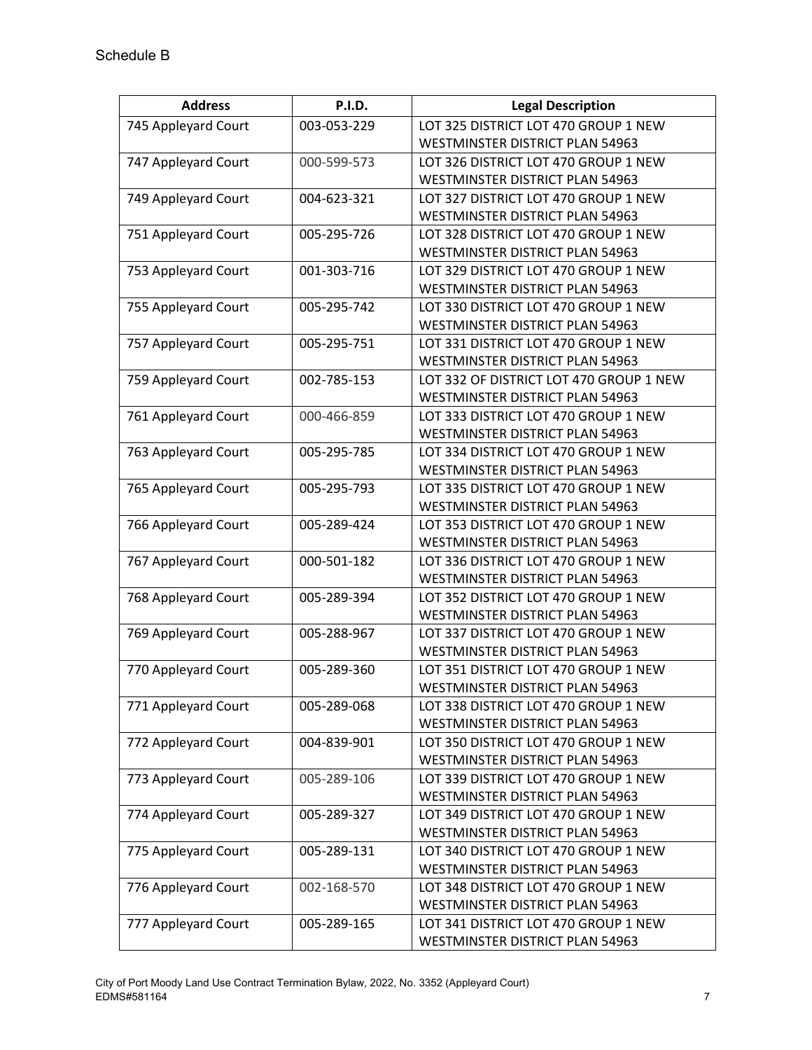Schedule B

| Address | P.I.D. | Legal Description |
|---|---|---|
| 745 Appleyard Court | 003-053-229 | LOT 325 DISTRICT LOT 470 GROUP 1 NEW WESTMINSTER DISTRICT PLAN 54963 |
| 747 Appleyard Court | 000-599-573 | LOT 326 DISTRICT LOT 470 GROUP 1 NEW WESTMINSTER DISTRICT PLAN 54963 |
| 749 Appleyard Court | 004-623-321 | LOT 327 DISTRICT LOT 470 GROUP 1 NEW WESTMINSTER DISTRICT PLAN 54963 |
| 751 Appleyard Court | 005-295-726 | LOT 328 DISTRICT LOT 470 GROUP 1 NEW WESTMINSTER DISTRICT PLAN 54963 |
| 753 Appleyard Court | 001-303-716 | LOT 329 DISTRICT LOT 470 GROUP 1 NEW WESTMINSTER DISTRICT PLAN 54963 |
| 755 Appleyard Court | 005-295-742 | LOT 330 DISTRICT LOT 470 GROUP 1 NEW WESTMINSTER DISTRICT PLAN 54963 |
| 757 Appleyard Court | 005-295-751 | LOT 331 DISTRICT LOT 470 GROUP 1 NEW WESTMINSTER DISTRICT PLAN 54963 |
| 759 Appleyard Court | 002-785-153 | LOT 332 OF DISTRICT LOT 470 GROUP 1 NEW WESTMINSTER DISTRICT PLAN 54963 |
| 761 Appleyard Court | 000-466-859 | LOT 333 DISTRICT LOT 470 GROUP 1 NEW WESTMINSTER DISTRICT PLAN 54963 |
| 763 Appleyard Court | 005-295-785 | LOT 334 DISTRICT LOT 470 GROUP 1 NEW WESTMINSTER DISTRICT PLAN 54963 |
| 765 Appleyard Court | 005-295-793 | LOT 335 DISTRICT LOT 470 GROUP 1 NEW WESTMINSTER DISTRICT PLAN 54963 |
| 766 Appleyard Court | 005-289-424 | LOT 353 DISTRICT LOT 470 GROUP 1 NEW WESTMINSTER DISTRICT PLAN 54963 |
| 767 Appleyard Court | 000-501-182 | LOT 336 DISTRICT LOT 470 GROUP 1 NEW WESTMINSTER DISTRICT PLAN 54963 |
| 768 Appleyard Court | 005-289-394 | LOT 352 DISTRICT LOT 470 GROUP 1 NEW WESTMINSTER DISTRICT PLAN 54963 |
| 769 Appleyard Court | 005-288-967 | LOT 337 DISTRICT LOT 470 GROUP 1 NEW WESTMINSTER DISTRICT PLAN 54963 |
| 770 Appleyard Court | 005-289-360 | LOT 351 DISTRICT LOT 470 GROUP 1 NEW WESTMINSTER DISTRICT PLAN 54963 |
| 771 Appleyard Court | 005-289-068 | LOT 338 DISTRICT LOT 470 GROUP 1 NEW WESTMINSTER DISTRICT PLAN 54963 |
| 772 Appleyard Court | 004-839-901 | LOT 350 DISTRICT LOT 470 GROUP 1 NEW WESTMINSTER DISTRICT PLAN 54963 |
| 773 Appleyard Court | 005-289-106 | LOT 339 DISTRICT LOT 470 GROUP 1 NEW WESTMINSTER DISTRICT PLAN 54963 |
| 774 Appleyard Court | 005-289-327 | LOT 349 DISTRICT LOT 470 GROUP 1 NEW WESTMINSTER DISTRICT PLAN 54963 |
| 775 Appleyard Court | 005-289-131 | LOT 340 DISTRICT LOT 470 GROUP 1 NEW WESTMINSTER DISTRICT PLAN 54963 |
| 776 Appleyard Court | 002-168-570 | LOT 348 DISTRICT LOT 470 GROUP 1 NEW WESTMINSTER DISTRICT PLAN 54963 |
| 777 Appleyard Court | 005-289-165 | LOT 341 DISTRICT LOT 470 GROUP 1 NEW WESTMINSTER DISTRICT PLAN 54963 |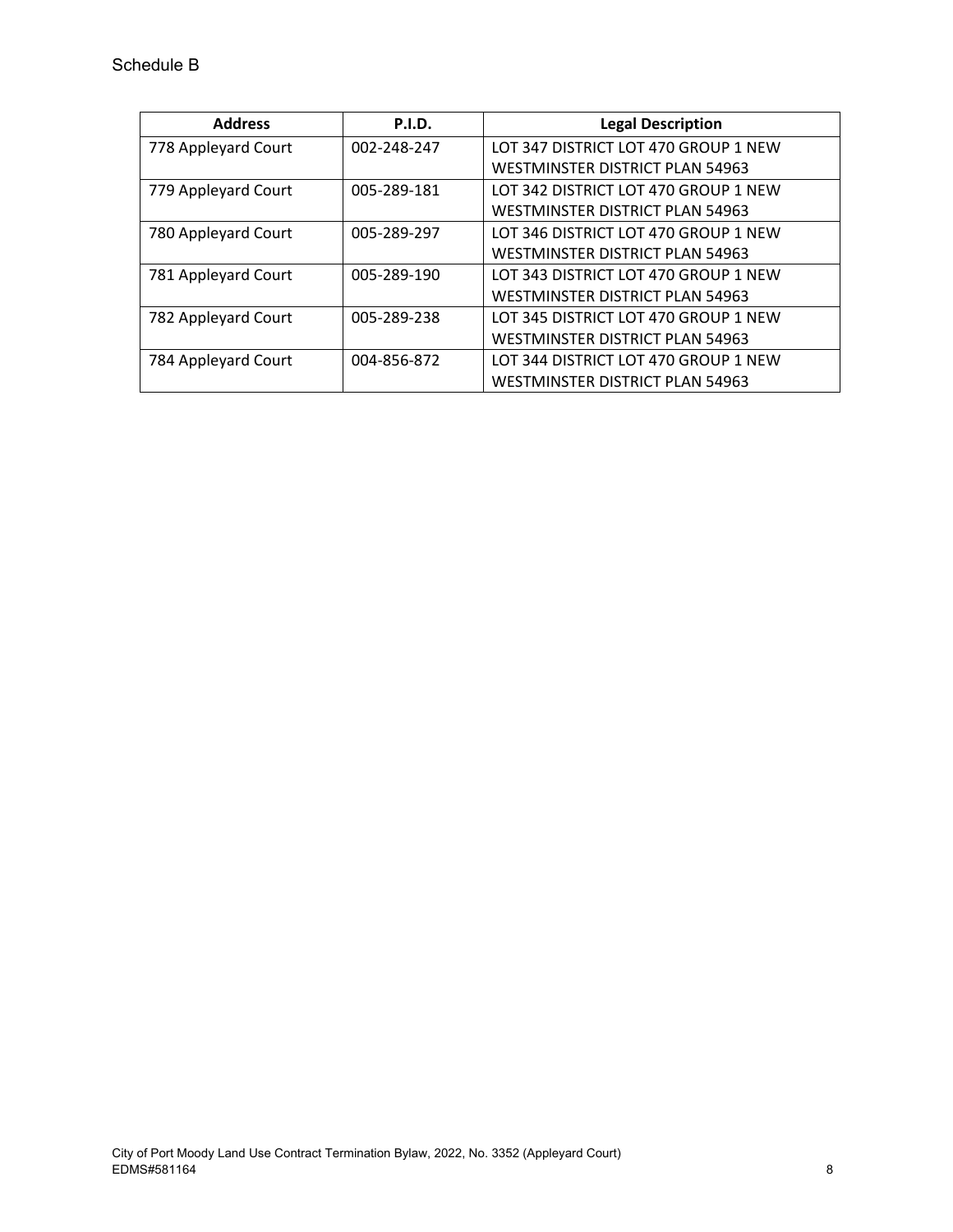Schedule B

| Address | P.I.D. | Legal Description |
|---|---|---|
| 778 Appleyard Court | 002-248-247 | LOT 347 DISTRICT LOT 470 GROUP 1 NEW WESTMINSTER DISTRICT PLAN 54963 |
| 779 Appleyard Court | 005-289-181 | LOT 342 DISTRICT LOT 470 GROUP 1 NEW WESTMINSTER DISTRICT PLAN 54963 |
| 780 Appleyard Court | 005-289-297 | LOT 346 DISTRICT LOT 470 GROUP 1 NEW WESTMINSTER DISTRICT PLAN 54963 |
| 781 Appleyard Court | 005-289-190 | LOT 343 DISTRICT LOT 470 GROUP 1 NEW WESTMINSTER DISTRICT PLAN 54963 |
| 782 Appleyard Court | 005-289-238 | LOT 345 DISTRICT LOT 470 GROUP 1 NEW WESTMINSTER DISTRICT PLAN 54963 |
| 784 Appleyard Court | 004-856-872 | LOT 344 DISTRICT LOT 470 GROUP 1 NEW WESTMINSTER DISTRICT PLAN 54963 |